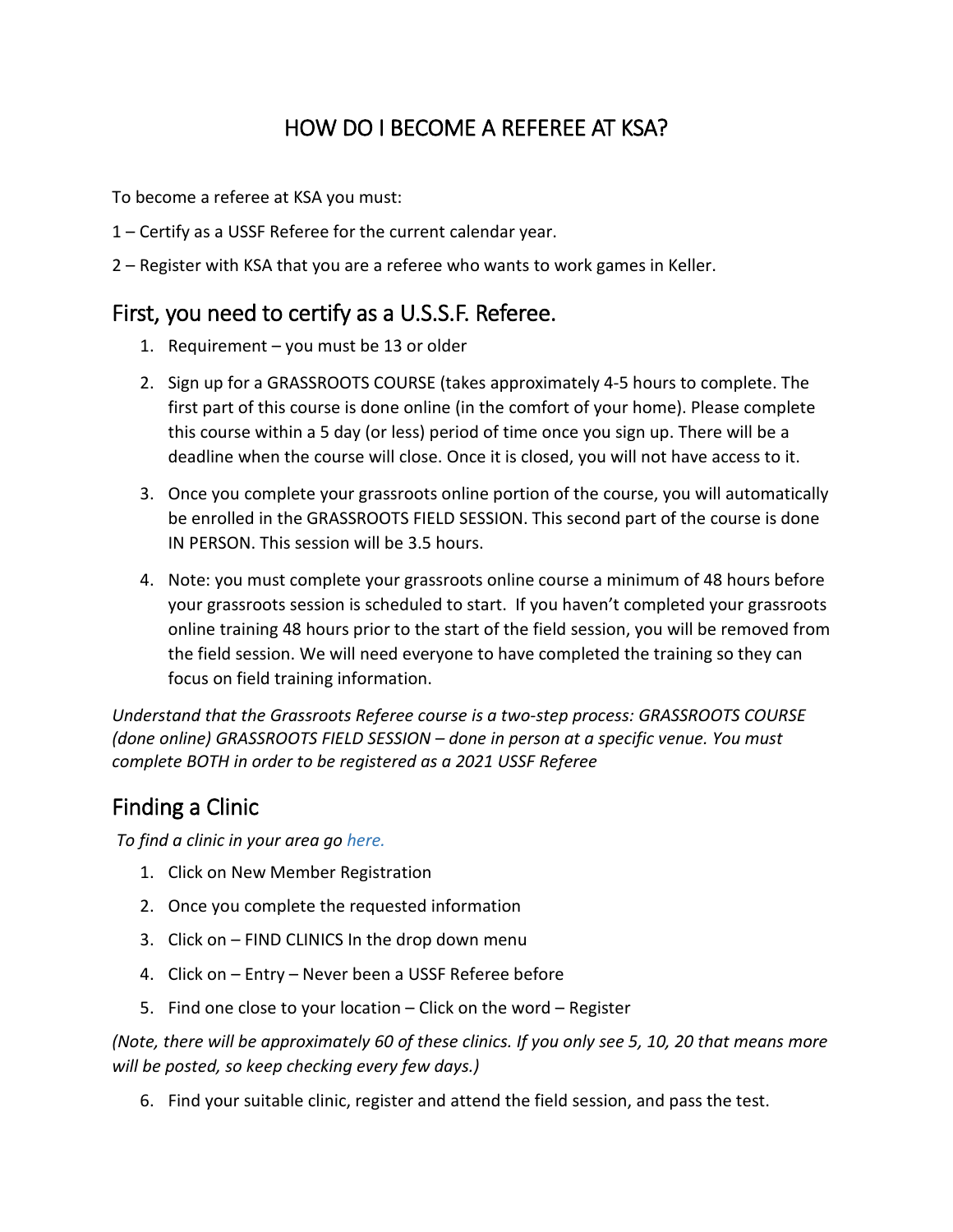# HOW DO I BECOME A REFEREE AT KSA?

To become a referee at KSA you must:

1 – Certify as a USSF Referee for the current calendar year.

2 – Register with KSA that you are a referee who wants to work games in Keller.

## First, you need to certify as a U.S.S.F. Referee.

1. Requirement – you must be 13 or older
2. Sign up for a GRASSROOTS COURSE (takes approximately 4-5 hours to complete. The first part of this course is done online (in the comfort of your home). Please complete this course within a 5 day (or less) period of time once you sign up. There will be a deadline when the course will close. Once it is closed, you will not have access to it.
3. Once you complete your grassroots online portion of the course, you will automatically be enrolled in the GRASSROOTS FIELD SESSION. This second part of the course is done IN PERSON. This session will be 3.5 hours.
4. Note: you must complete your grassroots online course a minimum of 48 hours before your grassroots session is scheduled to start. If you haven't completed your grassroots online training 48 hours prior to the start of the field session, you will be removed from the field session. We will need everyone to have completed the training so they can focus on field training information.

*Understand that the Grassroots Referee course is a two-step process: GRASSROOTS COURSE (done online) GRASSROOTS FIELD SESSION – done in person at a specific venue. You must complete BOTH in order to be registered as a 2021 USSF Referee*

## Finding a Clinic

*To find a clinic in your area go here.*

1. Click on New Member Registration
2. Once you complete the requested information
3. Click on – FIND CLINICS In the drop down menu
4. Click on – Entry – Never been a USSF Referee before
5. Find one close to your location – Click on the word – Register

*(Note, there will be approximately 60 of these clinics. If you only see 5, 10, 20 that means more will be posted, so keep checking every few days.)*

6. Find your suitable clinic, register and attend the field session, and pass the test.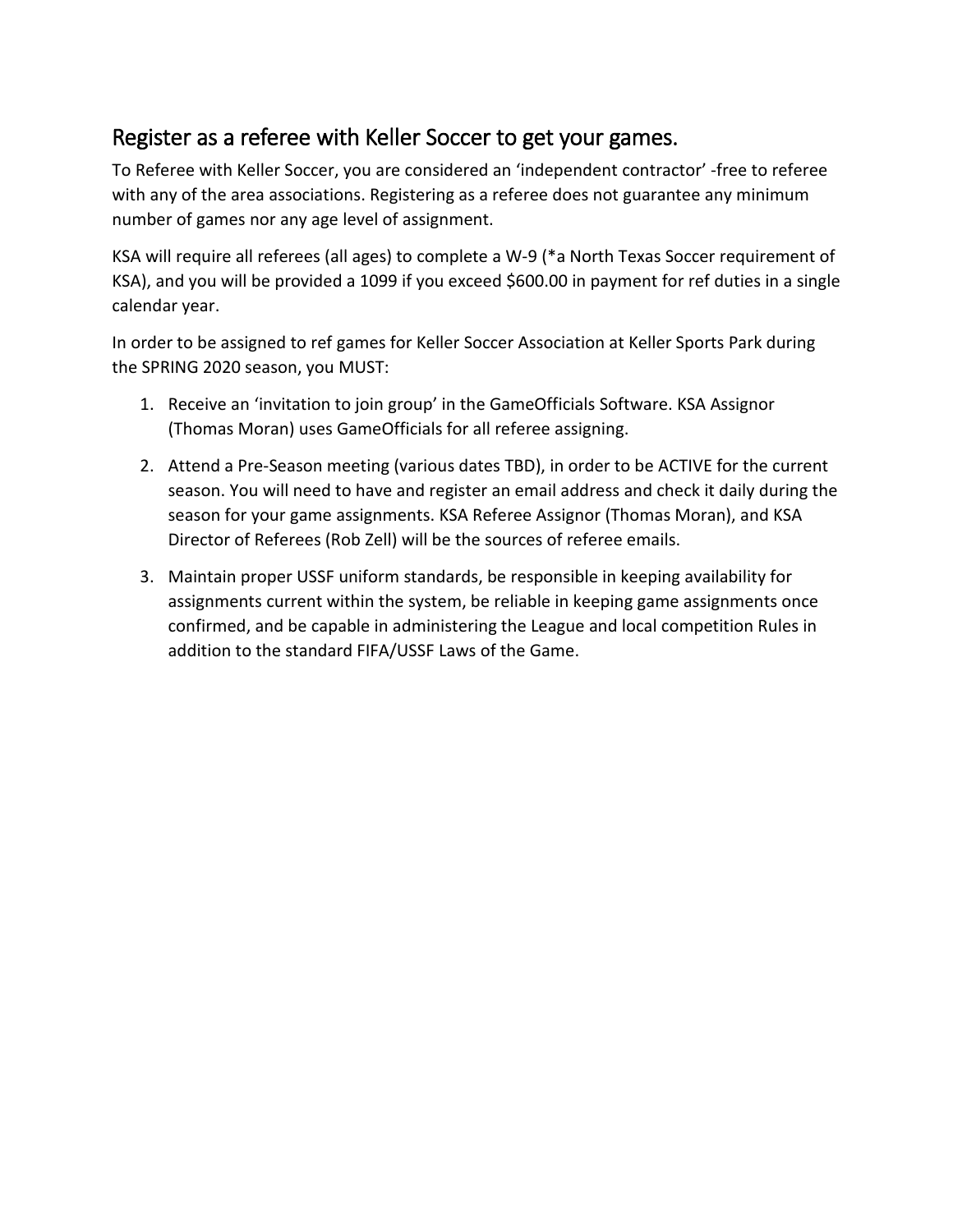## Register as a referee with Keller Soccer to get your games.

To Referee with Keller Soccer, you are considered an 'independent contractor' -free to referee with any of the area associations. Registering as a referee does not guarantee any minimum number of games nor any age level of assignment.

KSA will require all referees (all ages) to complete a W-9 (*a North Texas Soccer requirement of KSA), and you will be provided a 1099 if you exceed $600.00 in payment for ref duties in a single calendar year.

In order to be assigned to ref games for Keller Soccer Association at Keller Sports Park during the SPRING 2020 season, you MUST:

1. Receive an 'invitation to join group' in the GameOfficials Software. KSA Assignor (Thomas Moran) uses GameOfficials for all referee assigning.
2. Attend a Pre-Season meeting (various dates TBD), in order to be ACTIVE for the current season. You will need to have and register an email address and check it daily during the season for your game assignments. KSA Referee Assignor (Thomas Moran), and KSA Director of Referees (Rob Zell) will be the sources of referee emails.
3. Maintain proper USSF uniform standards, be responsible in keeping availability for assignments current within the system, be reliable in keeping game assignments once confirmed, and be capable in administering the League and local competition Rules in addition to the standard FIFA/USSF Laws of the Game.